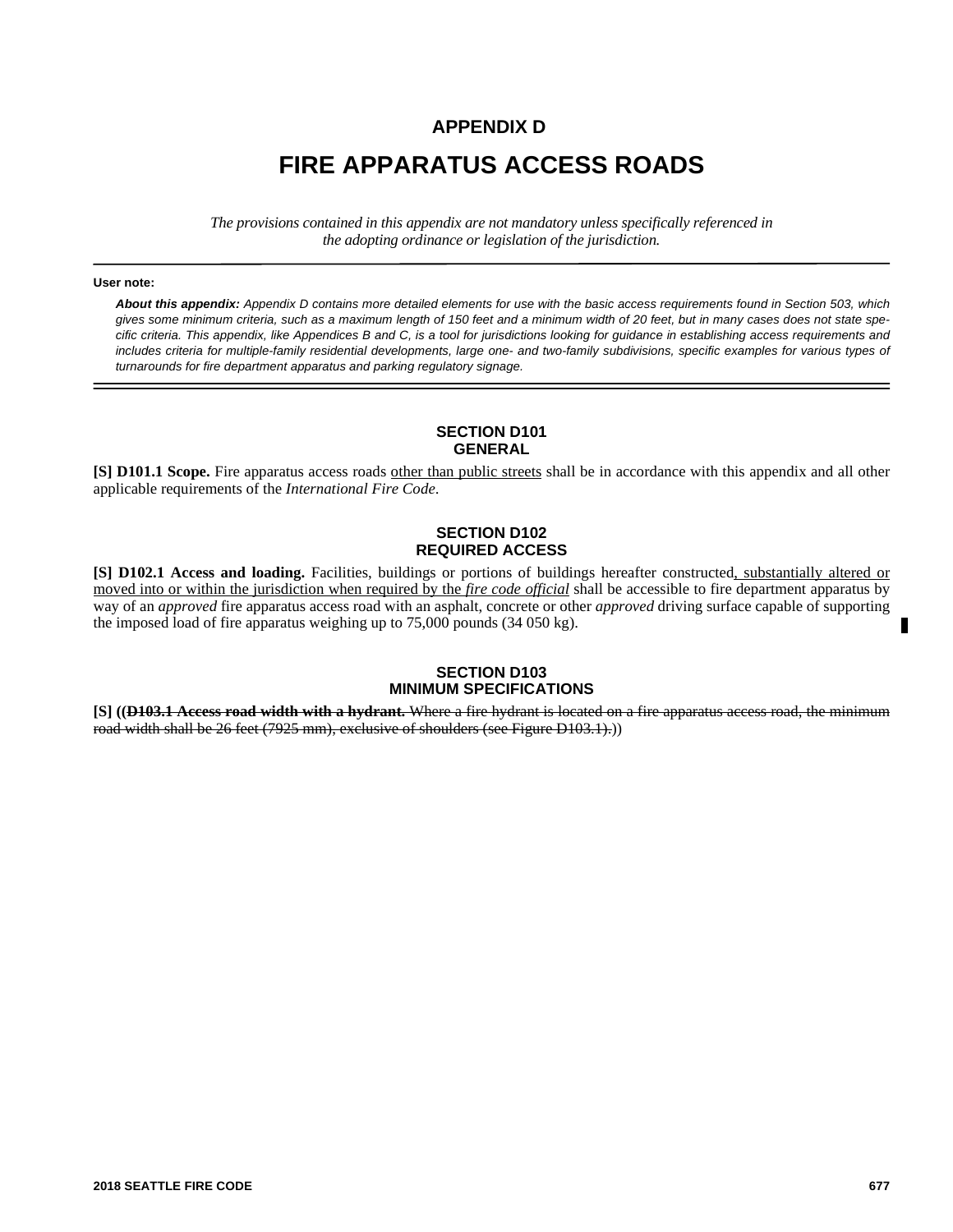# APPENDIX D

# FIRE APPARATUS ACCESS ROADS

*The provisions contained in this appendix are not mandatory unless specifically referenced in the adopting ordinance or legislation of the jurisdiction.*

---

**User note:**

***About this appendix:*** *Appendix D contains more detailed elements for use with the basic access requirements found in Section 503, which gives some minimum criteria, such as a maximum length of 150 feet and a minimum width of 20 feet, but in many cases does not state specific criteria. This appendix, like Appendices B and C, is a tool for jurisdictions looking for guidance in establishing access requirements and includes criteria for multiple-family residential developments, large one- and two-family subdivisions, specific examples for various types of turnarounds for fire department apparatus and parking regulatory signage.*

---

## SECTION D101 GENERAL

**[S] D101.1 Scope.** Fire apparatus access roads <u>other than public streets</u> shall be in accordance with this appendix and all other applicable requirements of the *International Fire Code*.

## SECTION D102 REQUIRED ACCESS

**[S] D102.1 Access and loading.** Facilities, buildings or portions of buildings hereafter constructed<u>, substantially altered or moved into or within the jurisdiction when required by the *fire code official*</u> shall be accessible to fire department apparatus by way of an *approved* fire apparatus access road with an asphalt, concrete or other *approved* driving surface capable of supporting the imposed load of fire apparatus weighing up to 75,000 pounds (34 050 kg).

## SECTION D103 MINIMUM SPECIFICATIONS

**[S] ((~~D103.1 Access road width with a hydrant.~~** ~~Where a fire hydrant is located on a fire apparatus access road, the minimum road width shall be 26 feet (7925 mm), exclusive of shoulders (see Figure D103.1).~~))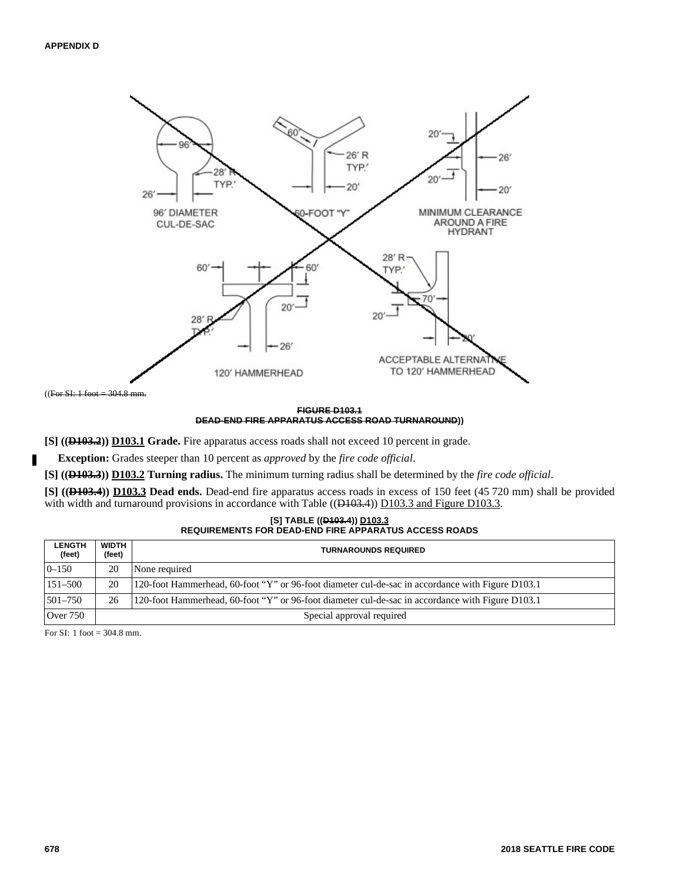96′ DIAMETER CUL-DE-SAC

60-FOOT "Y"

MINIMUM CLEARANCE AROUND A FIRE HYDRANT

120′ HAMMERHEAD

ACCEPTABLE ALTERNATIVE TO 120′ HAMMERHEAD

((~~For SI: 1 foot = 304.8 mm.~~

**~~FIGURE D103.1~~**
**~~DEAD-END FIRE APPARATUS ACCESS ROAD TURNAROUND~~))**

**[S] ((~~D103.2~~)) D103.1 Grade.** Fire apparatus access roads shall not exceed 10 percent in grade.

**Exception:** Grades steeper than 10 percent as *approved* by the *fire code official*.

**[S] ((~~D103.3~~)) D103.2 Turning radius.** The minimum turning radius shall be determined by the *fire code official*.

**[S] ((~~D103.4~~)) D103.3 Dead ends.** Dead-end fire apparatus access roads in excess of 150 feet (45 720 mm) shall be provided with width and turnaround provisions in accordance with Table ((~~D103.4~~)) D103.3 and Figure D103.3.

**[S] TABLE ((~~D103.4~~)) D103.3**
**REQUIREMENTS FOR DEAD-END FIRE APPARATUS ACCESS ROADS**

| LENGTH (feet) | WIDTH (feet) | TURNAROUNDS REQUIRED |
|---|---|---|
| 0–150 | 20 | None required |
| 151–500 | 20 | 120-foot Hammerhead, 60-foot "Y" or 96-foot diameter cul-de-sac in accordance with Figure D103.1 |
| 501–750 | 26 | 120-foot Hammerhead, 60-foot "Y" or 96-foot diameter cul-de-sac in accordance with Figure D103.1 |
| Over 750 | Special approval required | |

For SI: 1 foot = 304.8 mm.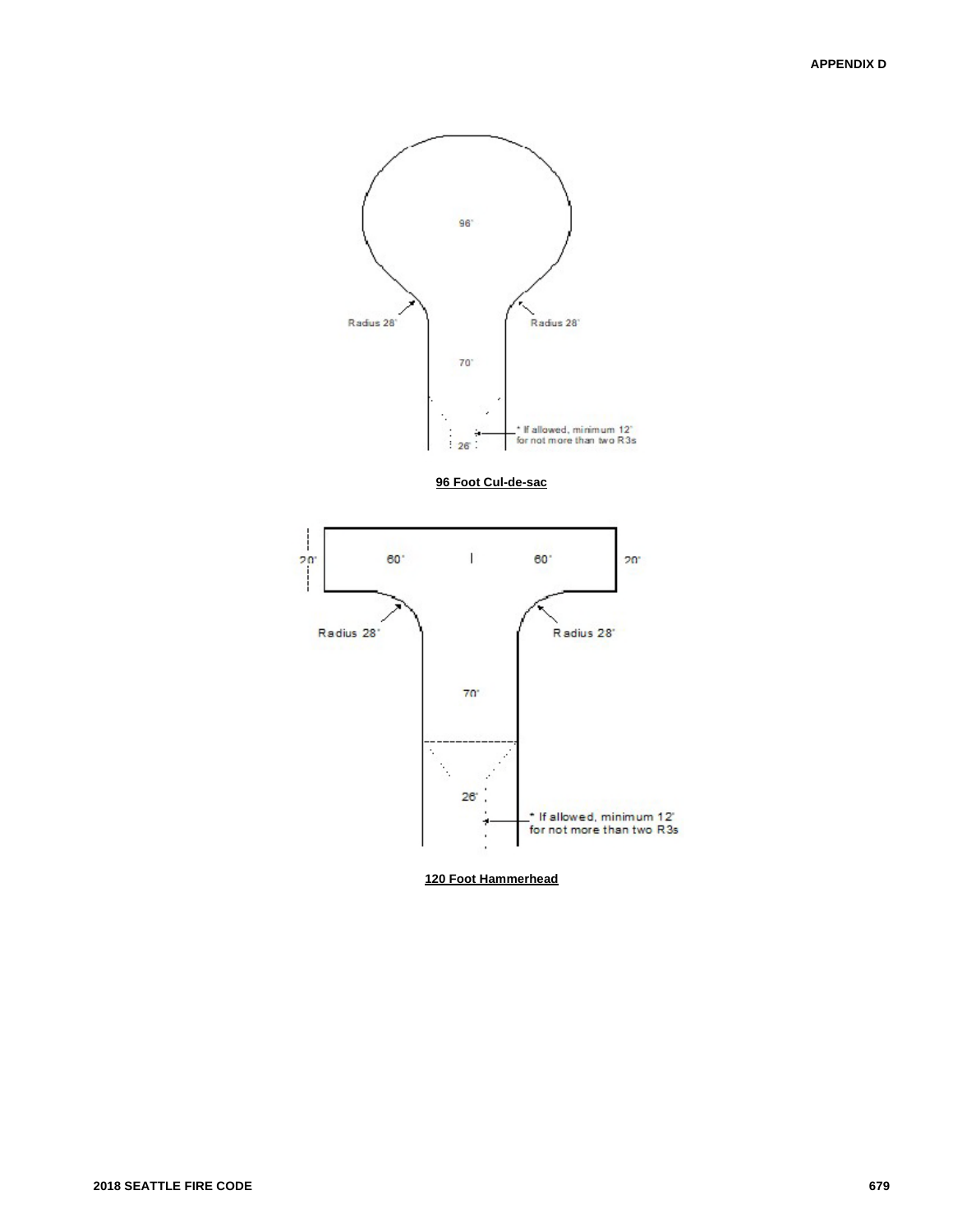96'

Radius 28'

Radius 28'

70'

26'

* If allowed, minimum 12' for not more than two R3s

**96 Foot Cul-de-sac**

20'

60'

60'

20'

Radius 28'

Radius 28'

70'

26'

* If allowed, minimum 12' for not more than two R3s

**120 Foot Hammerhead**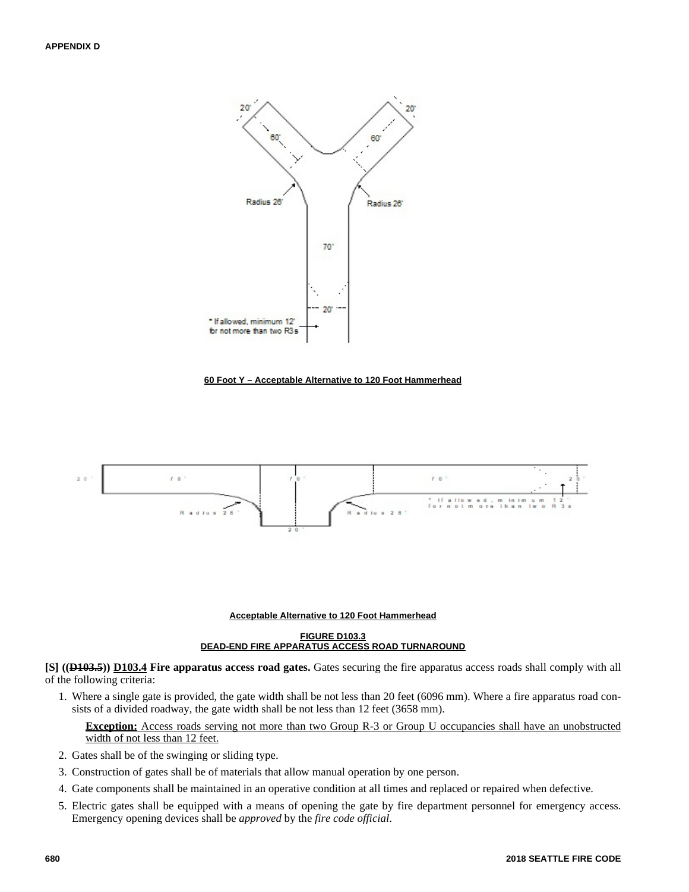60 Foot Y – Acceptable Alternative to 120 Foot Hammerhead

Acceptable Alternative to 120 Foot Hammerhead

**FIGURE D103.3**
**DEAD-END FIRE APPARATUS ACCESS ROAD TURNAROUND**

**[S] ((~~D103.5~~)) D103.4 Fire apparatus access road gates.** Gates securing the fire apparatus access roads shall comply with all of the following criteria:

1. Where a single gate is provided, the gate width shall be not less than 20 feet (6096 mm). Where a fire apparatus road consists of a divided roadway, the gate width shall be not less than 12 feet (3658 mm).

   **Exception:** Access roads serving not more than two Group R-3 or Group U occupancies shall have an unobstructed width of not less than 12 feet.

2. Gates shall be of the swinging or sliding type.
3. Construction of gates shall be of materials that allow manual operation by one person.
4. Gate components shall be maintained in an operative condition at all times and replaced or repaired when defective.
5. Electric gates shall be equipped with a means of opening the gate by fire department personnel for emergency access. Emergency opening devices shall be *approved* by the *fire code official*.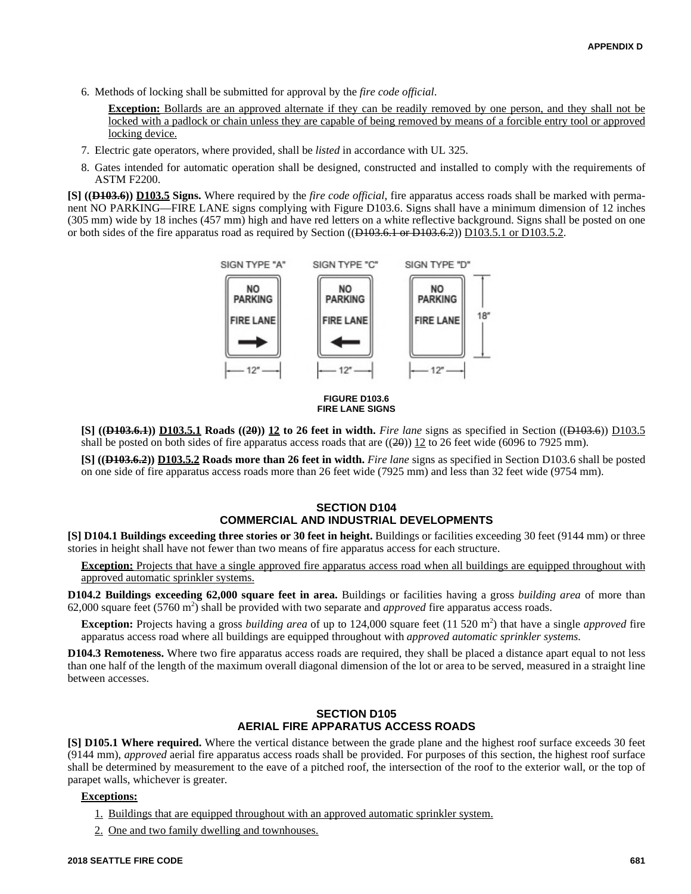6. Methods of locking shall be submitted for approval by the *fire code official*.

   **Exception:** Bollards are an approved alternate if they can be readily removed by one person, and they shall not be locked with a padlock or chain unless they are capable of being removed by means of a forcible entry tool or approved locking device.

7. Electric gate operators, where provided, shall be *listed* in accordance with UL 325.

8. Gates intended for automatic operation shall be designed, constructed and installed to comply with the requirements of ASTM F2200.

**[S] ((~~D103.6~~)) D103.5 Signs.** Where required by the *fire code official*, fire apparatus access roads shall be marked with permanent NO PARKING—FIRE LANE signs complying with Figure D103.6. Signs shall have a minimum dimension of 12 inches (305 mm) wide by 18 inches (457 mm) high and have red letters on a white reflective background. Signs shall be posted on one or both sides of the fire apparatus road as required by Section ((~~D103.6.1 or D103.6.2~~)) D103.5.1 or D103.5.2.

SIGN TYPE "A" — NO PARKING FIRE LANE (arrow right) — 12"
SIGN TYPE "C" — NO PARKING FIRE LANE (arrow left) — 12"
SIGN TYPE "D" — NO PARKING FIRE LANE — 12" × 18"

**FIGURE D103.6**
**FIRE LANE SIGNS**

**[S] ((~~D103.6.1~~)) D103.5.1 Roads ((~~20~~)) 12 to 26 feet in width.** *Fire lane* signs as specified in Section ((~~D103.6~~)) D103.5 shall be posted on both sides of fire apparatus access roads that are ((~~20~~)) 12 to 26 feet wide (6096 to 7925 mm).

**[S] ((~~D103.6.2~~)) D103.5.2 Roads more than 26 feet in width.** *Fire lane* signs as specified in Section D103.6 shall be posted on one side of fire apparatus access roads more than 26 feet wide (7925 mm) and less than 32 feet wide (9754 mm).

## SECTION D104
## COMMERCIAL AND INDUSTRIAL DEVELOPMENTS

**[S] D104.1 Buildings exceeding three stories or 30 feet in height.** Buildings or facilities exceeding 30 feet (9144 mm) or three stories in height shall have not fewer than two means of fire apparatus access for each structure.

**Exception:** Projects that have a single approved fire apparatus access road when all buildings are equipped throughout with approved automatic sprinkler systems.

**D104.2 Buildings exceeding 62,000 square feet in area.** Buildings or facilities having a gross *building area* of more than 62,000 square feet (5760 $m^2$) shall be provided with two separate and *approved* fire apparatus access roads.

**Exception:** Projects having a gross *building area* of up to 124,000 square feet (11 520 $m^2$) that have a single *approved* fire apparatus access road where all buildings are equipped throughout with *approved automatic sprinkler systems.*

**D104.3 Remoteness.** Where two fire apparatus access roads are required, they shall be placed a distance apart equal to not less than one half of the length of the maximum overall diagonal dimension of the lot or area to be served, measured in a straight line between accesses.

## SECTION D105
## AERIAL FIRE APPARATUS ACCESS ROADS

**[S] D105.1 Where required.** Where the vertical distance between the grade plane and the highest roof surface exceeds 30 feet (9144 mm), *approved* aerial fire apparatus access roads shall be provided. For purposes of this section, the highest roof surface shall be determined by measurement to the eave of a pitched roof, the intersection of the roof to the exterior wall, or the top of parapet walls, whichever is greater.

**Exceptions:**

1. Buildings that are equipped throughout with an approved automatic sprinkler system.
2. One and two family dwelling and townhouses.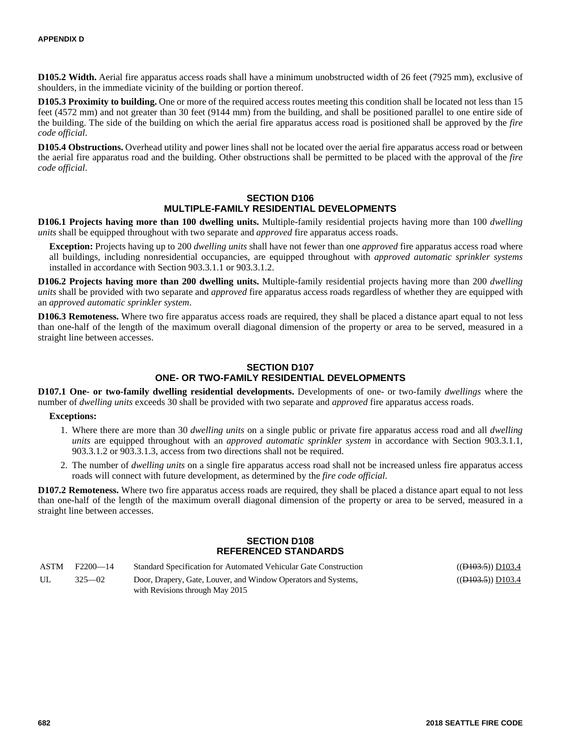**D105.2 Width.** Aerial fire apparatus access roads shall have a minimum unobstructed width of 26 feet (7925 mm), exclusive of shoulders, in the immediate vicinity of the building or portion thereof.

**D105.3 Proximity to building.** One or more of the required access routes meeting this condition shall be located not less than 15 feet (4572 mm) and not greater than 30 feet (9144 mm) from the building, and shall be positioned parallel to one entire side of the building. The side of the building on which the aerial fire apparatus access road is positioned shall be approved by the *fire code official*.

**D105.4 Obstructions.** Overhead utility and power lines shall not be located over the aerial fire apparatus access road or between the aerial fire apparatus road and the building. Other obstructions shall be permitted to be placed with the approval of the *fire code official*.

## SECTION D106
## MULTIPLE-FAMILY RESIDENTIAL DEVELOPMENTS

**D106.1 Projects having more than 100 dwelling units.** Multiple-family residential projects having more than 100 *dwelling units* shall be equipped throughout with two separate and *approved* fire apparatus access roads.

**Exception:** Projects having up to 200 *dwelling units* shall have not fewer than one *approved* fire apparatus access road where all buildings, including nonresidential occupancies, are equipped throughout with *approved automatic sprinkler systems* installed in accordance with Section 903.3.1.1 or 903.3.1.2.

**D106.2 Projects having more than 200 dwelling units.** Multiple-family residential projects having more than 200 *dwelling units* shall be provided with two separate and *approved* fire apparatus access roads regardless of whether they are equipped with an *approved automatic sprinkler system*.

**D106.3 Remoteness.** Where two fire apparatus access roads are required, they shall be placed a distance apart equal to not less than one-half of the length of the maximum overall diagonal dimension of the property or area to be served, measured in a straight line between accesses.

## SECTION D107
## ONE- OR TWO-FAMILY RESIDENTIAL DEVELOPMENTS

**D107.1 One- or two-family dwelling residential developments.** Developments of one- or two-family *dwellings* where the number of *dwelling units* exceeds 30 shall be provided with two separate and *approved* fire apparatus access roads.

**Exceptions:**

1. Where there are more than 30 *dwelling units* on a single public or private fire apparatus access road and all *dwelling units* are equipped throughout with an *approved automatic sprinkler system* in accordance with Section 903.3.1.1, 903.3.1.2 or 903.3.1.3, access from two directions shall not be required.
2. The number of *dwelling units* on a single fire apparatus access road shall not be increased unless fire apparatus access roads will connect with future development, as determined by the *fire code official*.

**D107.2 Remoteness.** Where two fire apparatus access roads are required, they shall be placed a distance apart equal to not less than one-half of the length of the maximum overall diagonal dimension of the property or area to be served, measured in a straight line between accesses.

## SECTION D108
## REFERENCED STANDARDS

| | | | |
|---|---|---|---|
| ASTM | F2200—14 | Standard Specification for Automated Vehicular Gate Construction | ((~~D103.5~~)) D103.4 |
| UL | 325—02 | Door, Drapery, Gate, Louver, and Window Operators and Systems, with Revisions through May 2015 | ((~~D103.5~~)) D103.4 |